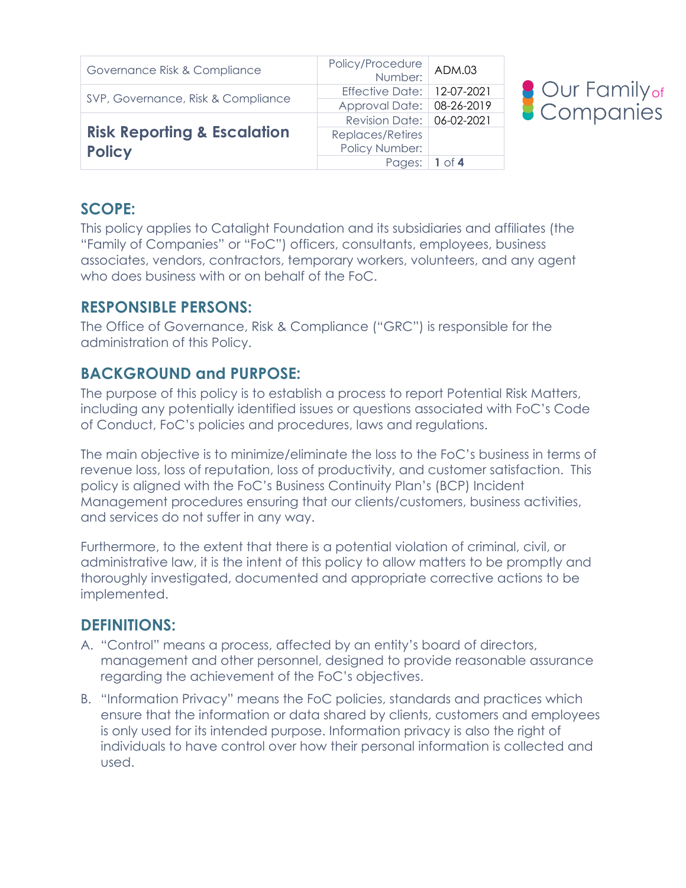| Governance Risk & Compliance | Policy/Procedure Number: | ADM.03 |
|---|---|---|
| SVP, Governance, Risk & Compliance | Effective Date: | 12-07-2021 |
| | Approval Date: | 08-26-2019 |
| **Risk Reporting & Escalation Policy** | Revision Date: | 06-02-2021 |
| | Replaces/Retires Policy Number: | |
| | Pages: | **1** of **4** |

Our Family of Companies

## SCOPE:

This policy applies to Catalight Foundation and its subsidiaries and affiliates (the "Family of Companies" or "FoC") officers, consultants, employees, business associates, vendors, contractors, temporary workers, volunteers, and any agent who does business with or on behalf of the FoC.

## RESPONSIBLE PERSONS:

The Office of Governance, Risk & Compliance ("GRC") is responsible for the administration of this Policy.

## BACKGROUND and PURPOSE:

The purpose of this policy is to establish a process to report Potential Risk Matters, including any potentially identified issues or questions associated with FoC's Code of Conduct, FoC's policies and procedures, laws and regulations.

The main objective is to minimize/eliminate the loss to the FoC's business in terms of revenue loss, loss of reputation, loss of productivity, and customer satisfaction. This policy is aligned with the FoC's Business Continuity Plan's (BCP) Incident Management procedures ensuring that our clients/customers, business activities, and services do not suffer in any way.

Furthermore, to the extent that there is a potential violation of criminal, civil, or administrative law, it is the intent of this policy to allow matters to be promptly and thoroughly investigated, documented and appropriate corrective actions to be implemented.

## DEFINITIONS:

A. "Control" means a process, affected by an entity's board of directors, management and other personnel, designed to provide reasonable assurance regarding the achievement of the FoC's objectives.

B. "Information Privacy" means the FoC policies, standards and practices which ensure that the information or data shared by clients, customers and employees is only used for its intended purpose. Information privacy is also the right of individuals to have control over how their personal information is collected and used.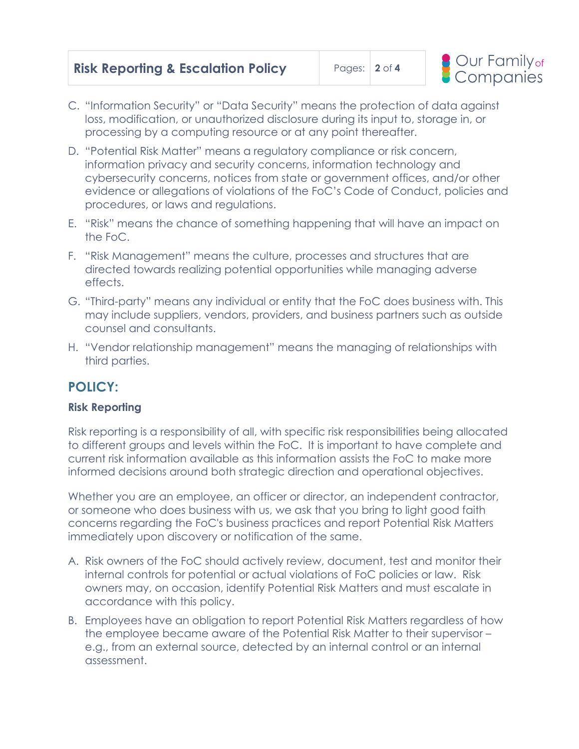C. "Information Security" or "Data Security" means the protection of data against loss, modification, or unauthorized disclosure during its input to, storage in, or processing by a computing resource or at any point thereafter.

D. "Potential Risk Matter" means a regulatory compliance or risk concern, information privacy and security concerns, information technology and cybersecurity concerns, notices from state or government offices, and/or other evidence or allegations of violations of the FoC's Code of Conduct, policies and procedures, or laws and regulations.

E. "Risk" means the chance of something happening that will have an impact on the FoC.

F. "Risk Management" means the culture, processes and structures that are directed towards realizing potential opportunities while managing adverse effects.

G. "Third-party" means any individual or entity that the FoC does business with. This may include suppliers, vendors, providers, and business partners such as outside counsel and consultants.

H. "Vendor relationship management" means the managing of relationships with third parties.

## POLICY:

### Risk Reporting

Risk reporting is a responsibility of all, with specific risk responsibilities being allocated to different groups and levels within the FoC. It is important to have complete and current risk information available as this information assists the FoC to make more informed decisions around both strategic direction and operational objectives.

Whether you are an employee, an officer or director, an independent contractor, or someone who does business with us, we ask that you bring to light good faith concerns regarding the FoC's business practices and report Potential Risk Matters immediately upon discovery or notification of the same.

A. Risk owners of the FoC should actively review, document, test and monitor their internal controls for potential or actual violations of FoC policies or law. Risk owners may, on occasion, identify Potential Risk Matters and must escalate in accordance with this policy.

B. Employees have an obligation to report Potential Risk Matters regardless of how the employee became aware of the Potential Risk Matter to their supervisor – e.g., from an external source, detected by an internal control or an internal assessment.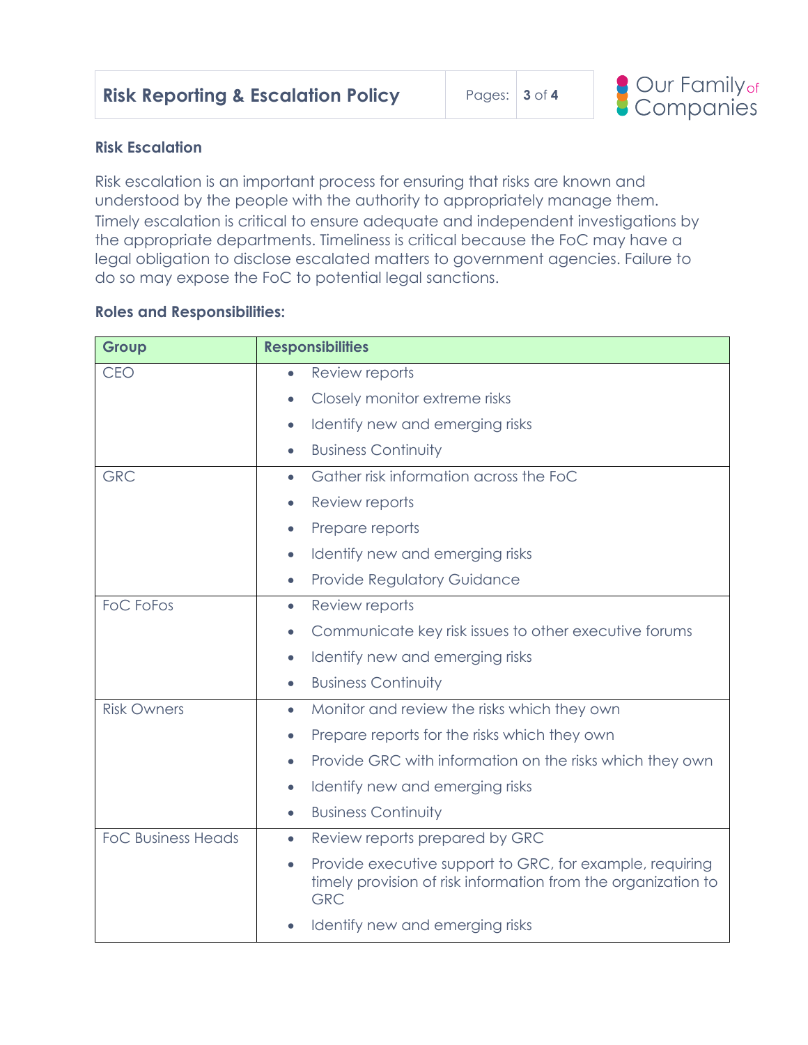## Risk Escalation

Risk escalation is an important process for ensuring that risks are known and understood by the people with the authority to appropriately manage them. Timely escalation is critical to ensure adequate and independent investigations by the appropriate departments. Timeliness is critical because the FoC may have a legal obligation to disclose escalated matters to government agencies. Failure to do so may expose the FoC to potential legal sanctions.

### Roles and Responsibilities:

| Group | Responsibilities |
| --- | --- |
| CEO | • Review reports<br>• Closely monitor extreme risks<br>• Identify new and emerging risks<br>• Business Continuity |
| GRC | • Gather risk information across the FoC<br>• Review reports<br>• Prepare reports<br>• Identify new and emerging risks<br>• Provide Regulatory Guidance |
| FoC FoFos | • Review reports<br>• Communicate key risk issues to other executive forums<br>• Identify new and emerging risks<br>• Business Continuity |
| Risk Owners | • Monitor and review the risks which they own<br>• Prepare reports for the risks which they own<br>• Provide GRC with information on the risks which they own<br>• Identify new and emerging risks<br>• Business Continuity |
| FoC Business Heads | • Review reports prepared by GRC<br>• Provide executive support to GRC, for example, requiring timely provision of risk information from the organization to GRC<br>• Identify new and emerging risks |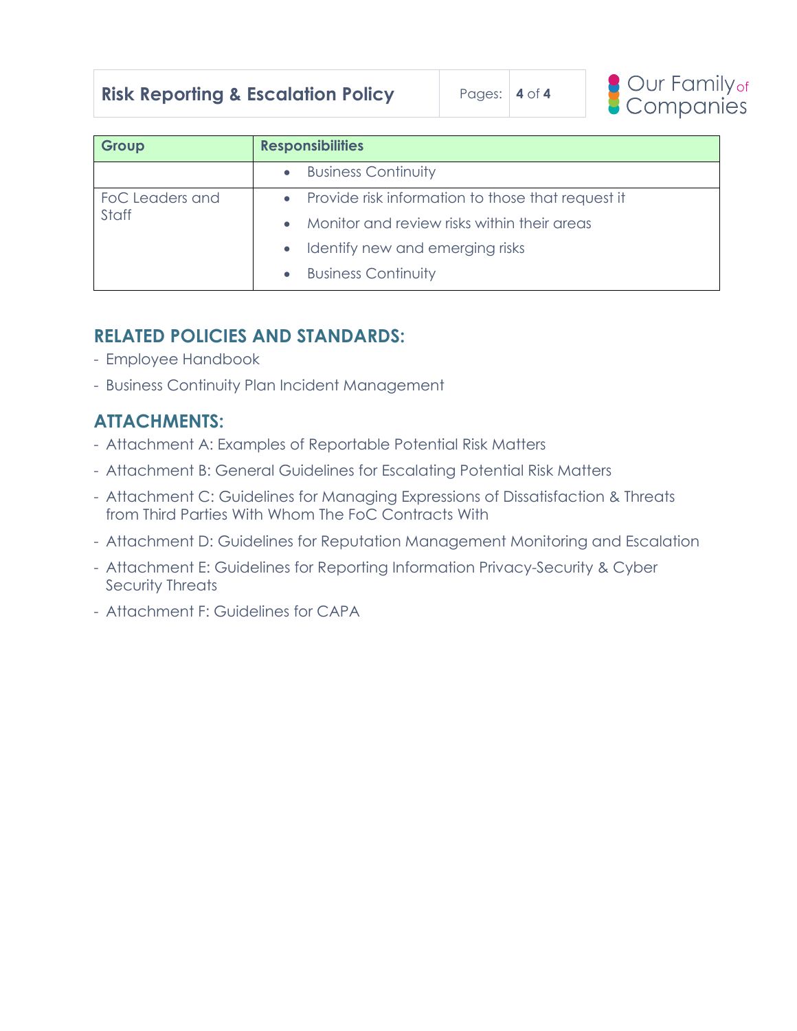| Group | Responsibilities |
| --- | --- |
| | • Business Continuity |
| FoC Leaders and Staff | • Provide risk information to those that request it<br>• Monitor and review risks within their areas<br>• Identify new and emerging risks<br>• Business Continuity |

## RELATED POLICIES AND STANDARDS:

- Employee Handbook
- Business Continuity Plan Incident Management

## ATTACHMENTS:

- Attachment A: Examples of Reportable Potential Risk Matters
- Attachment B: General Guidelines for Escalating Potential Risk Matters
- Attachment C: Guidelines for Managing Expressions of Dissatisfaction & Threats from Third Parties With Whom The FoC Contracts With
- Attachment D: Guidelines for Reputation Management Monitoring and Escalation
- Attachment E: Guidelines for Reporting Information Privacy-Security & Cyber Security Threats
- Attachment F: Guidelines for CAPA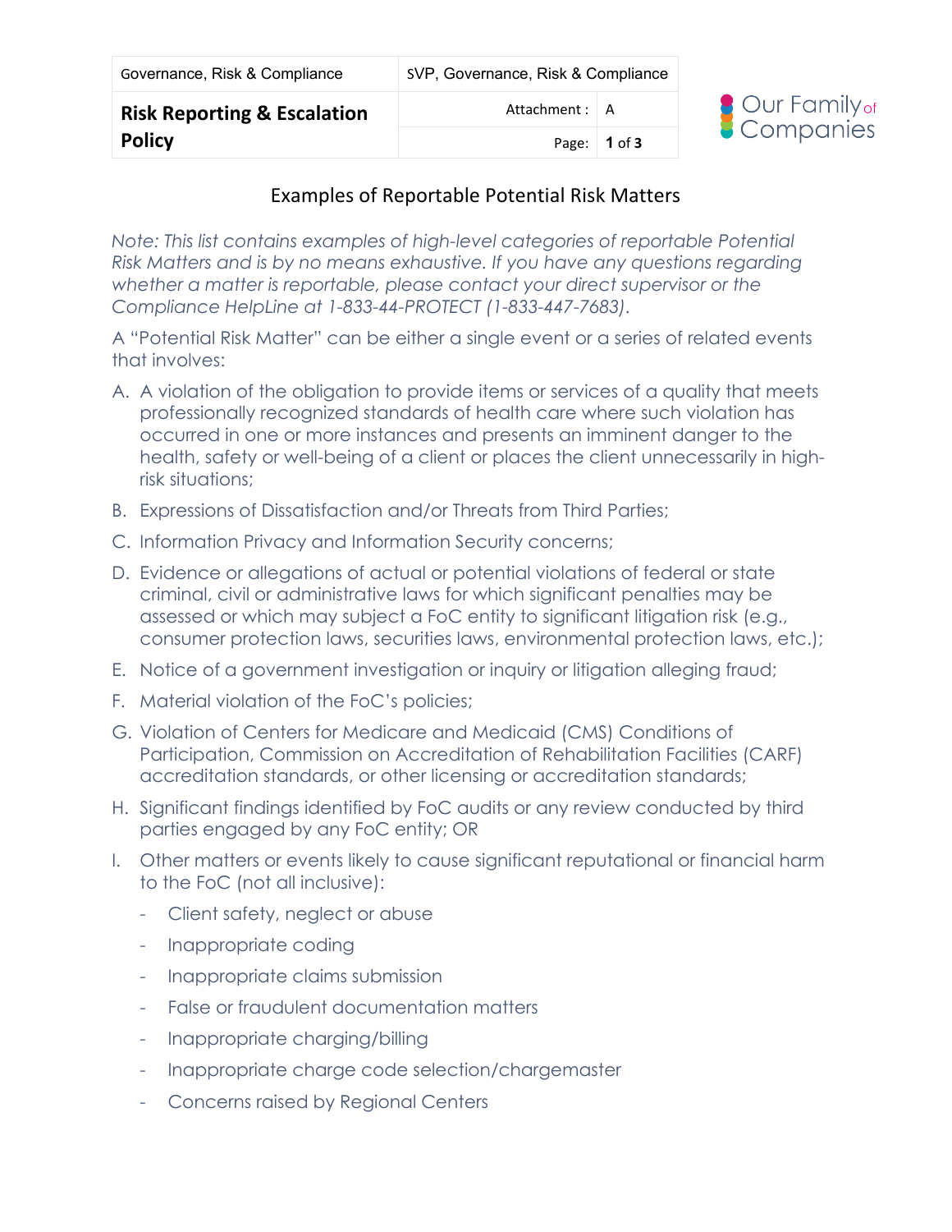# Risk Reporting & Escalation Policy

## Examples of Reportable Potential Risk Matters

*Note: This list contains examples of high-level categories of reportable Potential Risk Matters and is by no means exhaustive. If you have any questions regarding whether a matter is reportable, please contact your direct supervisor or the Compliance HelpLine at 1-833-44-PROTECT (1-833-447-7683).*

A "Potential Risk Matter" can be either a single event or a series of related events that involves:

A. A violation of the obligation to provide items or services of a quality that meets professionally recognized standards of health care where such violation has occurred in one or more instances and presents an imminent danger to the health, safety or well-being of a client or places the client unnecessarily in high-risk situations;

B. Expressions of Dissatisfaction and/or Threats from Third Parties;

C. Information Privacy and Information Security concerns;

D. Evidence or allegations of actual or potential violations of federal or state criminal, civil or administrative laws for which significant penalties may be assessed or which may subject a FoC entity to significant litigation risk (e.g., consumer protection laws, securities laws, environmental protection laws, etc.);

E. Notice of a government investigation or inquiry or litigation alleging fraud;

F. Material violation of the FoC's policies;

G. Violation of Centers for Medicare and Medicaid (CMS) Conditions of Participation, Commission on Accreditation of Rehabilitation Facilities (CARF) accreditation standards, or other licensing or accreditation standards;

H. Significant findings identified by FoC audits or any review conducted by third parties engaged by any FoC entity; OR

I. Other matters or events likely to cause significant reputational or financial harm to the FoC (not all inclusive):

- Client safety, neglect or abuse
- Inappropriate coding
- Inappropriate claims submission
- False or fraudulent documentation matters
- Inappropriate charging/billing
- Inappropriate charge code selection/chargemaster
- Concerns raised by Regional Centers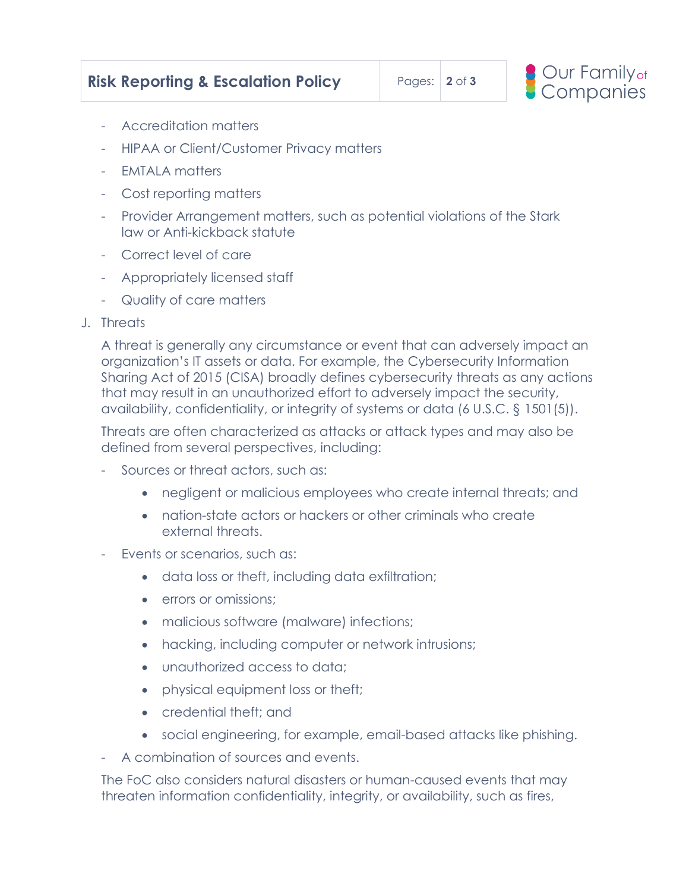- Accreditation matters
- HIPAA or Client/Customer Privacy matters
- EMTALA matters
- Cost reporting matters
- Provider Arrangement matters, such as potential violations of the Stark law or Anti-kickback statute
- Correct level of care
- Appropriately licensed staff
- Quality of care matters

J. Threats

A threat is generally any circumstance or event that can adversely impact an organization's IT assets or data. For example, the Cybersecurity Information Sharing Act of 2015 (CISA) broadly defines cybersecurity threats as any actions that may result in an unauthorized effort to adversely impact the security, availability, confidentiality, or integrity of systems or data (6 U.S.C. § 1501(5)).

Threats are often characterized as attacks or attack types and may also be defined from several perspectives, including:

- Sources or threat actors, such as:
  - negligent or malicious employees who create internal threats; and
  - nation-state actors or hackers or other criminals who create external threats.
- Events or scenarios, such as:
  - data loss or theft, including data exfiltration;
  - errors or omissions;
  - malicious software (malware) infections;
  - hacking, including computer or network intrusions;
  - unauthorized access to data;
  - physical equipment loss or theft;
  - credential theft; and
  - social engineering, for example, email-based attacks like phishing.
- A combination of sources and events.

The FoC also considers natural disasters or human-caused events that may threaten information confidentiality, integrity, or availability, such as fires,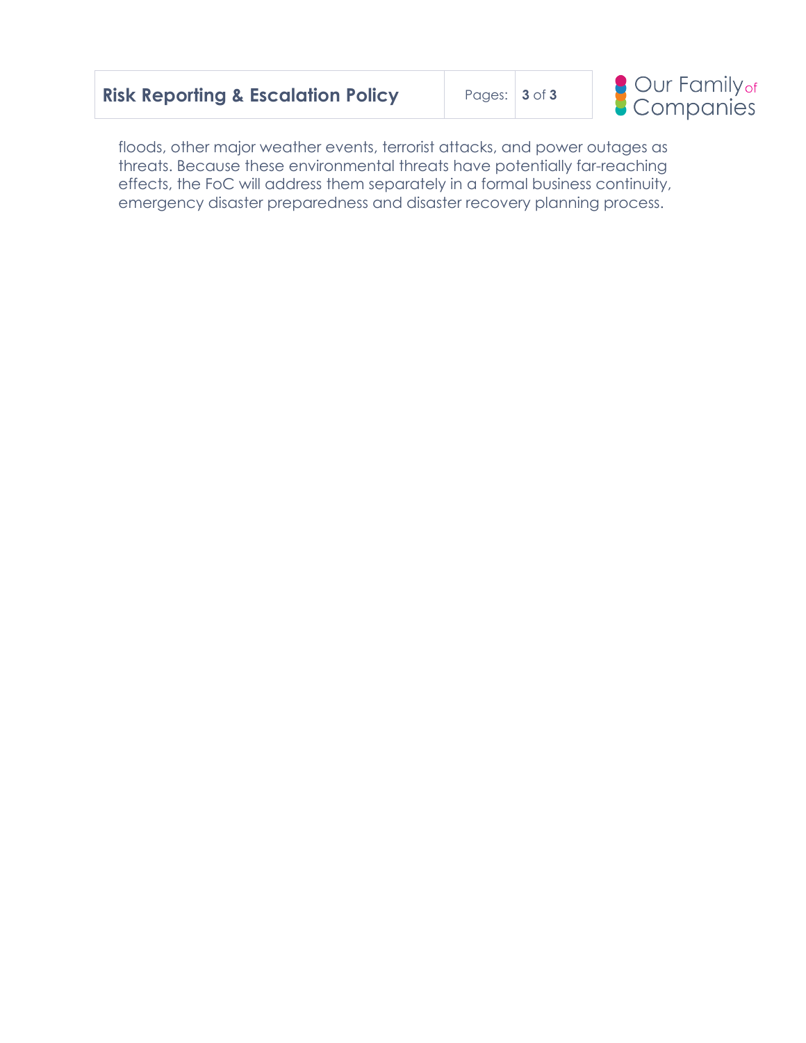floods, other major weather events, terrorist attacks, and power outages as threats. Because these environmental threats have potentially far-reaching effects, the FoC will address them separately in a formal business continuity, emergency disaster preparedness and disaster recovery planning process.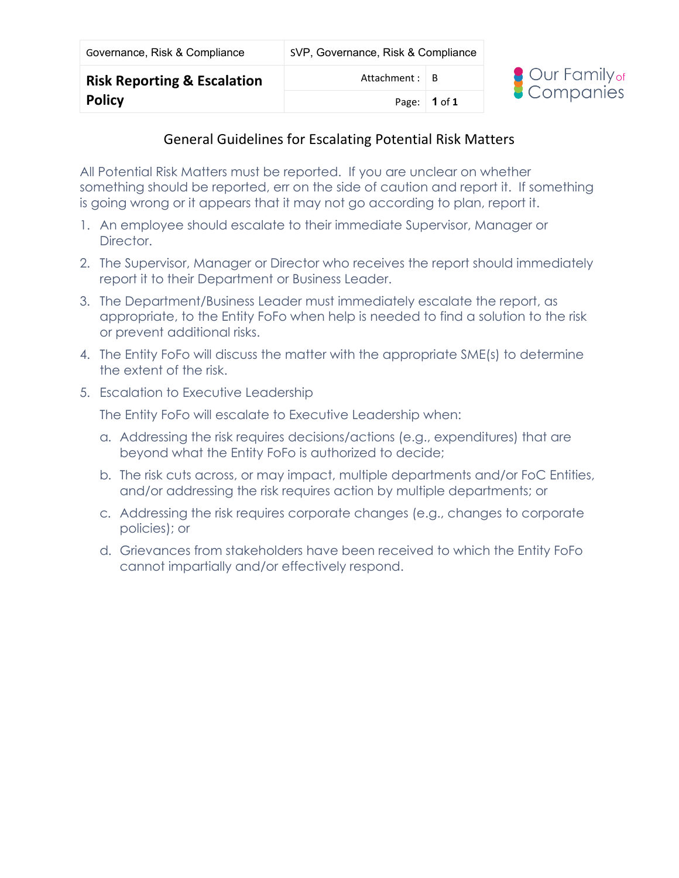| Governance, Risk & Compliance | SVP, Governance, Risk & Compliance | |
|---|---|---|
| **Risk Reporting & Escalation Policy** | Attachment : | B |
| | Page: | **1** of **1** |

## General Guidelines for Escalating Potential Risk Matters

All Potential Risk Matters must be reported. If you are unclear on whether something should be reported, err on the side of caution and report it. If something is going wrong or it appears that it may not go according to plan, report it.

1. An employee should escalate to their immediate Supervisor, Manager or Director.
2. The Supervisor, Manager or Director who receives the report should immediately report it to their Department or Business Leader.
3. The Department/Business Leader must immediately escalate the report, as appropriate, to the Entity FoFo when help is needed to find a solution to the risk or prevent additional risks.
4. The Entity FoFo will discuss the matter with the appropriate SME(s) to determine the extent of the risk.
5. Escalation to Executive Leadership

   The Entity FoFo will escalate to Executive Leadership when:

   a. Addressing the risk requires decisions/actions (e.g., expenditures) that are beyond what the Entity FoFo is authorized to decide;
   b. The risk cuts across, or may impact, multiple departments and/or FoC Entities, and/or addressing the risk requires action by multiple departments; or
   c. Addressing the risk requires corporate changes (e.g., changes to corporate policies); or
   d. Grievances from stakeholders have been received to which the Entity FoFo cannot impartially and/or effectively respond.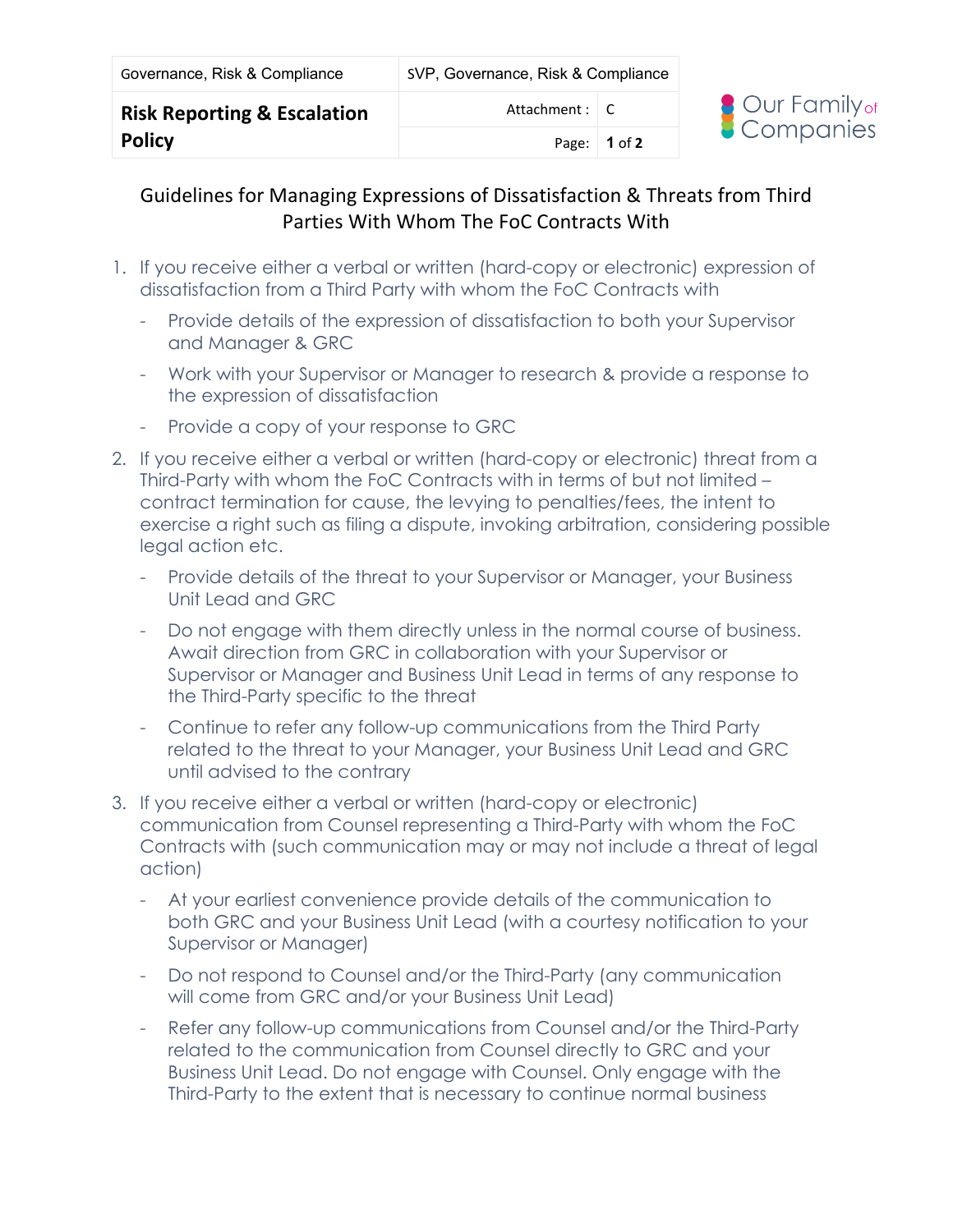| Governance, Risk & Compliance | SVP, Governance, Risk & Compliance | |
|---|---|---|
| **Risk Reporting & Escalation Policy** | Attachment : | C |
| | Page: | **1** of **2** |

## Guidelines for Managing Expressions of Dissatisfaction & Threats from Third Parties With Whom The FoC Contracts With

1. If you receive either a verbal or written (hard-copy or electronic) expression of dissatisfaction from a Third Party with whom the FoC Contracts with
   - Provide details of the expression of dissatisfaction to both your Supervisor and Manager & GRC
   - Work with your Supervisor or Manager to research & provide a response to the expression of dissatisfaction
   - Provide a copy of your response to GRC
2. If you receive either a verbal or written (hard-copy or electronic) threat from a Third-Party with whom the FoC Contracts with in terms of but not limited – contract termination for cause, the levying to penalties/fees, the intent to exercise a right such as filing a dispute, invoking arbitration, considering possible legal action etc.
   - Provide details of the threat to your Supervisor or Manager, your Business Unit Lead and GRC
   - Do not engage with them directly unless in the normal course of business. Await direction from GRC in collaboration with your Supervisor or Supervisor or Manager and Business Unit Lead in terms of any response to the Third-Party specific to the threat
   - Continue to refer any follow-up communications from the Third Party related to the threat to your Manager, your Business Unit Lead and GRC until advised to the contrary
3. If you receive either a verbal or written (hard-copy or electronic) communication from Counsel representing a Third-Party with whom the FoC Contracts with (such communication may or may not include a threat of legal action)
   - At your earliest convenience provide details of the communication to both GRC and your Business Unit Lead (with a courtesy notification to your Supervisor or Manager)
   - Do not respond to Counsel and/or the Third-Party (any communication will come from GRC and/or your Business Unit Lead)
   - Refer any follow-up communications from Counsel and/or the Third-Party related to the communication from Counsel directly to GRC and your Business Unit Lead. Do not engage with Counsel. Only engage with the Third-Party to the extent that is necessary to continue normal business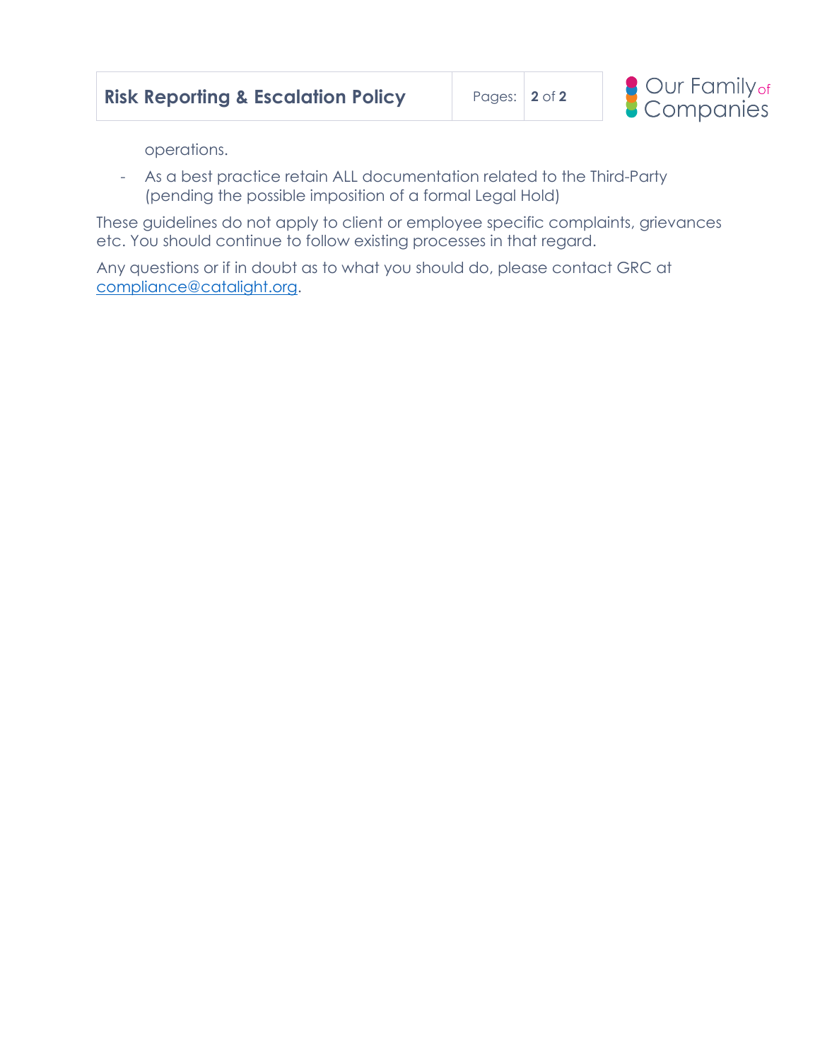operations.

- As a best practice retain ALL documentation related to the Third-Party (pending the possible imposition of a formal Legal Hold)

These guidelines do not apply to client or employee specific complaints, grievances etc. You should continue to follow existing processes in that regard.

Any questions or if in doubt as to what you should do, please contact GRC at compliance@catalight.org.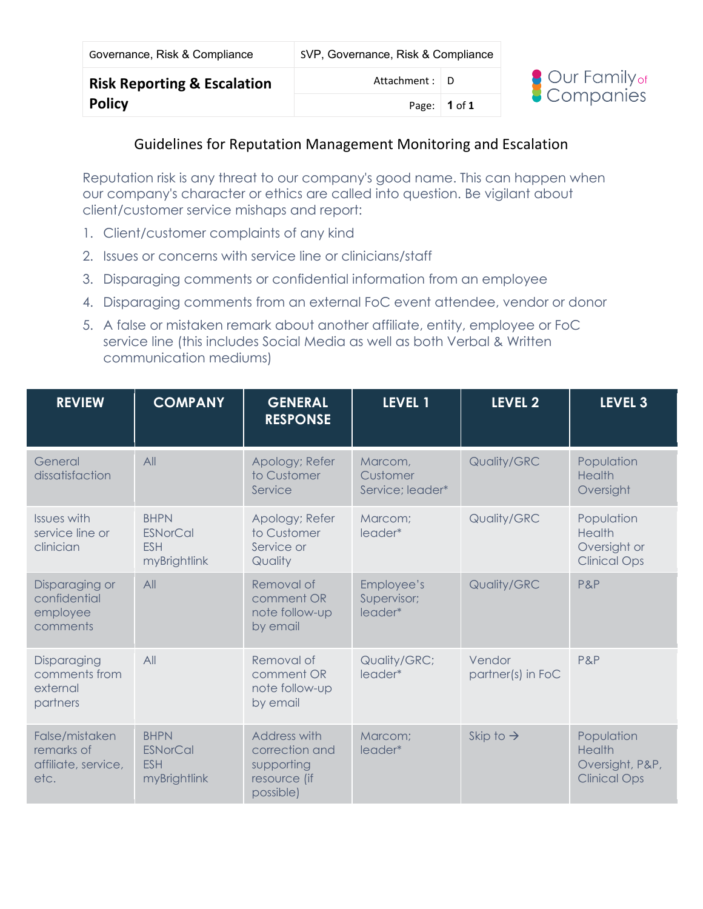| Governance, Risk & Compliance | SVP, Governance, Risk & Compliance | |
|---|---|---|
| **Risk Reporting & Escalation Policy** | Attachment : | D |
| | Page: | **1** of **1** |

Our Family of Companies

## Guidelines for Reputation Management Monitoring and Escalation

Reputation risk is any threat to our company's good name. This can happen when our company's character or ethics are called into question. Be vigilant about client/customer service mishaps and report:

1. Client/customer complaints of any kind
2. Issues or concerns with service line or clinicians/staff
3. Disparaging comments or confidential information from an employee
4. Disparaging comments from an external FoC event attendee, vendor or donor
5. A false or mistaken remark about another affiliate, entity, employee or FoC service line (this includes Social Media as well as both Verbal & Written communication mediums)

| REVIEW | COMPANY | GENERAL RESPONSE | LEVEL 1 | LEVEL 2 | LEVEL 3 |
|---|---|---|---|---|---|
| General dissatisfaction | All | Apology; Refer to Customer Service | Marcom, Customer Service; leader* | Quality/GRC | Population Health Oversight |
| Issues with service line or clinician | BHPN ESNorCal ESH myBrightlink | Apology; Refer to Customer Service or Quality | Marcom; leader* | Quality/GRC | Population Health Oversight or Clinical Ops |
| Disparaging or confidential employee comments | All | Removal of comment OR note follow-up by email | Employee's Supervisor; leader* | Quality/GRC | P&P |
| Disparaging comments from external partners | All | Removal of comment OR note follow-up by email | Quality/GRC; leader* | Vendor partner(s) in FoC | P&P |
| False/mistaken remarks of affiliate, service, etc. | BHPN ESNorCal ESH myBrightlink | Address with correction and supporting resource (if possible) | Marcom; leader* | Skip to → | Population Health Oversight, P&P, Clinical Ops |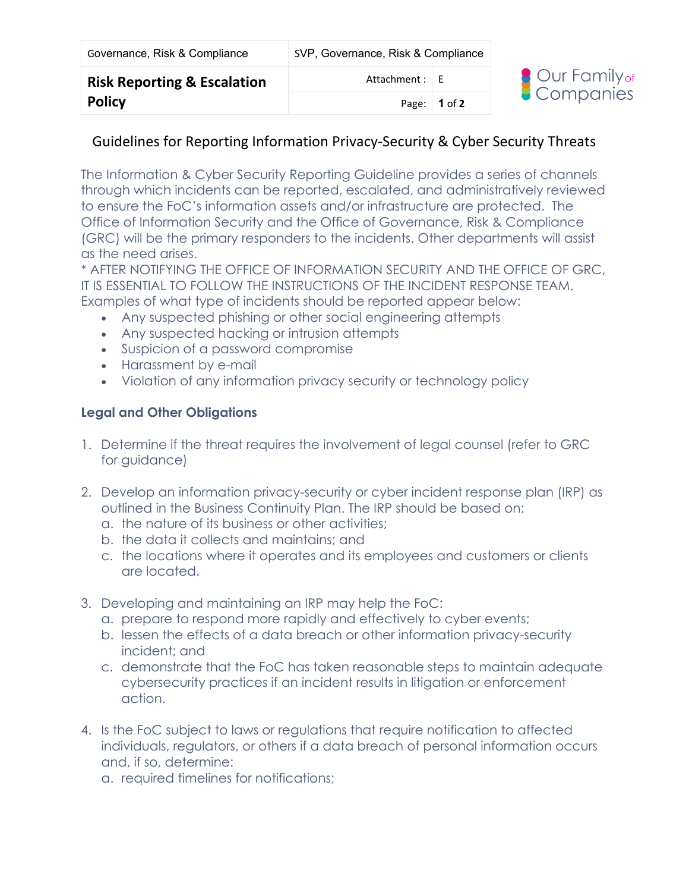| Governance, Risk & Compliance | SVP, Governance, Risk & Compliance | |
|---|---|---|
| **Risk Reporting & Escalation Policy** | Attachment : | E |
| | Page: | **1** of **2** |

## Guidelines for Reporting Information Privacy-Security & Cyber Security Threats

The Information & Cyber Security Reporting Guideline provides a series of channels through which incidents can be reported, escalated, and administratively reviewed to ensure the FoC's information assets and/or infrastructure are protected. The Office of Information Security and the Office of Governance, Risk & Compliance (GRC) will be the primary responders to the incidents. Other departments will assist as the need arises.

* AFTER NOTIFYING THE OFFICE OF INFORMATION SECURITY AND THE OFFICE OF GRC, IT IS ESSENTIAL TO FOLLOW THE INSTRUCTIONS OF THE INCIDENT RESPONSE TEAM.

Examples of what type of incidents should be reported appear below:

- Any suspected phishing or other social engineering attempts
- Any suspected hacking or intrusion attempts
- Suspicion of a password compromise
- Harassment by e-mail
- Violation of any information privacy security or technology policy

### Legal and Other Obligations

1. Determine if the threat requires the involvement of legal counsel (refer to GRC for guidance)

2. Develop an information privacy-security or cyber incident response plan (IRP) as outlined in the Business Continuity Plan. The IRP should be based on:
   a. the nature of its business or other activities;
   b. the data it collects and maintains; and
   c. the locations where it operates and its employees and customers or clients are located.

3. Developing and maintaining an IRP may help the FoC:
   a. prepare to respond more rapidly and effectively to cyber events;
   b. lessen the effects of a data breach or other information privacy-security incident; and
   c. demonstrate that the FoC has taken reasonable steps to maintain adequate cybersecurity practices if an incident results in litigation or enforcement action.

4. Is the FoC subject to laws or regulations that require notification to affected individuals, regulators, or others if a data breach of personal information occurs and, if so, determine:
   a. required timelines for notifications;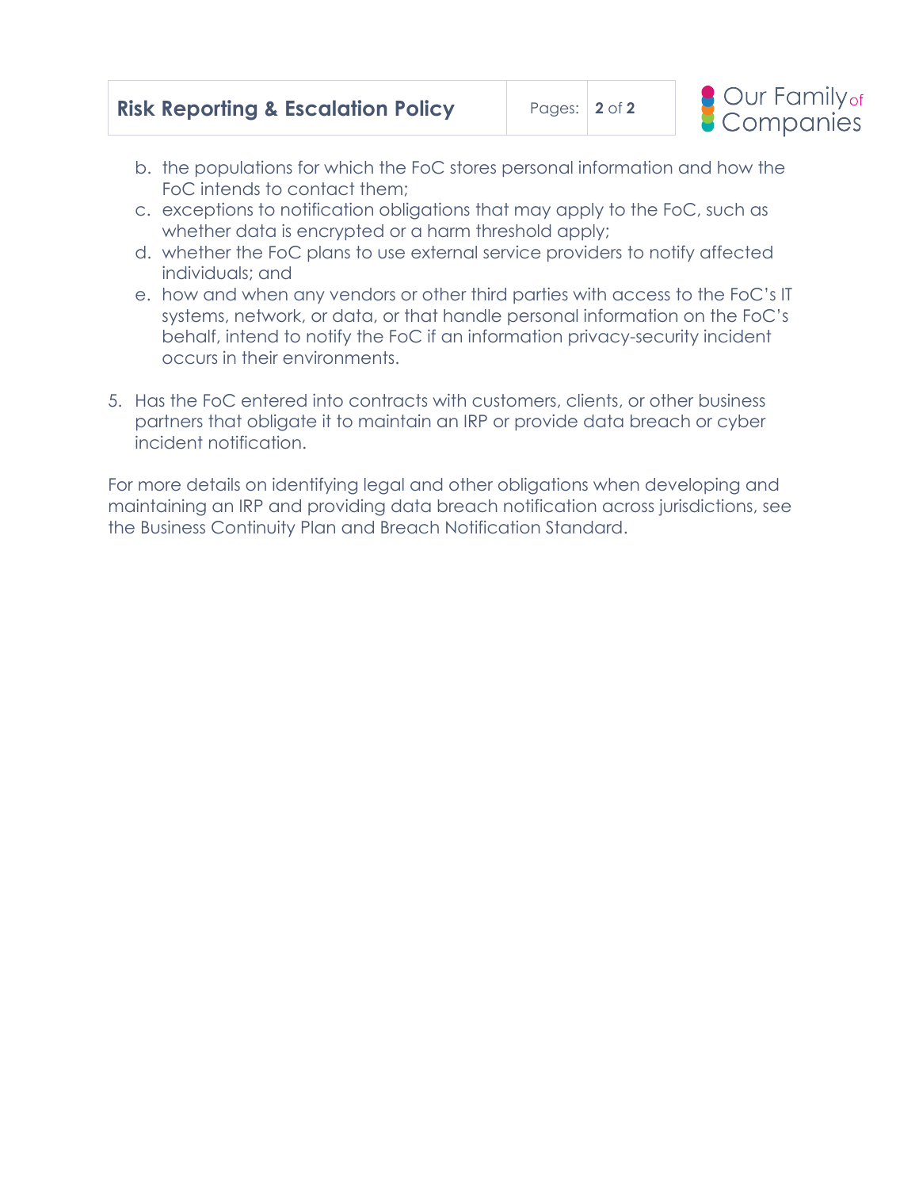b. the populations for which the FoC stores personal information and how the FoC intends to contact them;
c. exceptions to notification obligations that may apply to the FoC, such as whether data is encrypted or a harm threshold apply;
d. whether the FoC plans to use external service providers to notify affected individuals; and
e. how and when any vendors or other third parties with access to the FoC's IT systems, network, or data, or that handle personal information on the FoC's behalf, intend to notify the FoC if an information privacy-security incident occurs in their environments.

5. Has the FoC entered into contracts with customers, clients, or other business partners that obligate it to maintain an IRP or provide data breach or cyber incident notification.

For more details on identifying legal and other obligations when developing and maintaining an IRP and providing data breach notification across jurisdictions, see the Business Continuity Plan and Breach Notification Standard.